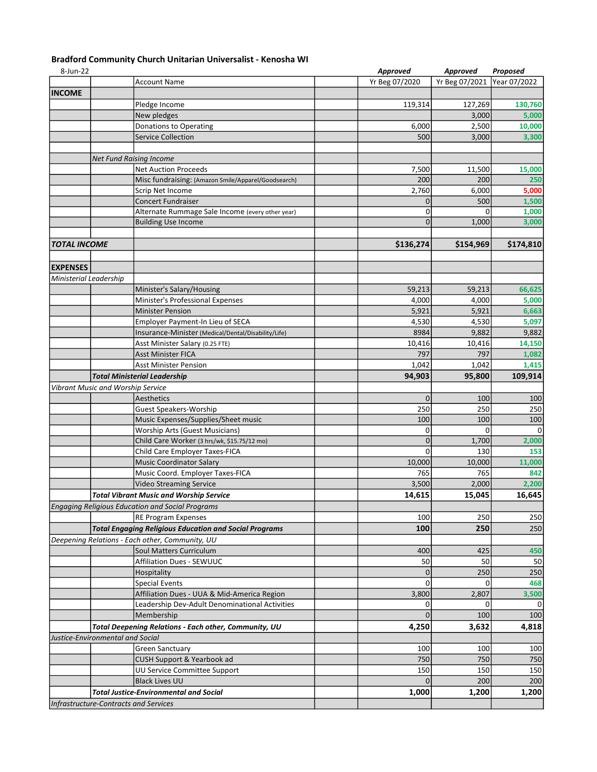## Bradford Community Church Unitarian Universalist - Kenosha WI

8-Jun-22

| | | Account Name | | *Approved* Yr Beg 07/2020 | *Approved* Yr Beg 07/2021 | *Proposed* Year 07/2022 |
|---|---|---|---|---|---|---|
| **INCOME** | | | | | | |
| | | Pledge Income | | 119,314 | 127,269 | 130,760 |
| | | New pledges | | | 3,000 | 5,000 |
| | | Donations to Operating | | 6,000 | 2,500 | 10,000 |
| | | Service Collection | | 500 | 3,000 | 3,300 |
| | | | | | | |
| | *Net Fund Raising Income* | | | | | |
| | | Net Auction Proceeds | | 7,500 | 11,500 | 15,000 |
| | | Misc fundraising: (Amazon Smile/Apparel/Goodsearch) | | 200 | 200 | 250 |
| | | Scrip Net Income | | 2,760 | 6,000 | 5,000 |
| | | Concert Fundraiser | | 0 | 500 | 1,500 |
| | | Alternate Rummage Sale Income (every other year) | | 0 | 0 | 1,000 |
| | | Building Use Income | | 0 | 1,000 | 3,000 |
| | | | | | | |
| ***TOTAL INCOME*** | | | | **$136,274** | **$154,969** | **$174,810** |
| | | | | | | |
| **EXPENSES** | | | | | | |
| *Ministerial Leadership* | | | | | | |
| | | Minister's Salary/Housing | | 59,213 | 59,213 | 66,625 |
| | | Minister's Professional Expenses | | 4,000 | 4,000 | 5,000 |
| | | Minister Pension | | 5,921 | 5,921 | 6,663 |
| | | Employer Payment-In Lieu of SECA | | 4,530 | 4,530 | 5,097 |
| | | Insurance-Minister (Medical/Dental/Disability/Life) | | 8984 | 9,882 | 9,882 |
| | | Asst Minister Salary (0.25 FTE) | | 10,416 | 10,416 | 14,150 |
| | | Asst Minister FICA | | 797 | 797 | 1,082 |
| | | Asst Minister Pension | | 1,042 | 1,042 | 1,415 |
| | ***Total Ministerial Leadership*** | | | **94,903** | **95,800** | **109,914** |
| *Vibrant Music and Worship Service* | | | | | | |
| | | Aesthetics | | 0 | 100 | 100 |
| | | Guest Speakers-Worship | | 250 | 250 | 250 |
| | | Music Expenses/Supplies/Sheet music | | 100 | 100 | 100 |
| | | Worship Arts (Guest Musicians) | | 0 | 0 | 0 |
| | | Child Care Worker (3 hrs/wk, $15.75/12 mo) | | 0 | 1,700 | 2,000 |
| | | Child Care Employer Taxes-FICA | | 0 | 130 | 153 |
| | | Music Coordinator Salary | | 10,000 | 10,000 | 11,000 |
| | | Music Coord. Employer Taxes-FICA | | 765 | 765 | 842 |
| | | Video Streaming Service | | 3,500 | 2,000 | 2,200 |
| | ***Total Vibrant Music and Worship Service*** | | | **14,615** | **15,045** | **16,645** |
| *Engaging Religious Education and Social Programs* | | | | | | |
| | | RE Program Expenses | | 100 | 250 | 250 |
| | ***Total Engaging Religious Education and Social Programs*** | | | **100** | **250** | 250 |
| *Deepening Relations - Each other, Community, UU* | | | | | | |
| | | Soul Matters Curriculum | | 400 | 425 | 450 |
| | | Affiliation Dues - SEWUUC | | 50 | 50 | 50 |
| | | Hospitality | | 0 | 250 | 250 |
| | | Special Events | | 0 | 0 | 468 |
| | | Affiliation Dues - UUA & Mid-America Region | | 3,800 | 2,807 | 3,500 |
| | | Leadership Dev-Adult Denominational Activities | | 0 | 0 | 0 |
| | | Membership | | 0 | 100 | 100 |
| | ***Total Deepening Relations - Each other, Community, UU*** | | | **4,250** | **3,632** | **4,818** |
| *Justice-Environmental and Social* | | | | | | |
| | | Green Sanctuary | | 100 | 100 | 100 |
| | | CUSH Support & Yearbook ad | | 750 | 750 | 750 |
| | | UU Service Committee Support | | 150 | 150 | 150 |
| | | Black Lives UU | | 0 | 200 | 200 |
| | ***Total Justice-Environmental and Social*** | | | **1,000** | **1,200** | **1,200** |
| *Infrastructure-Contracts and Services* | | | | | | |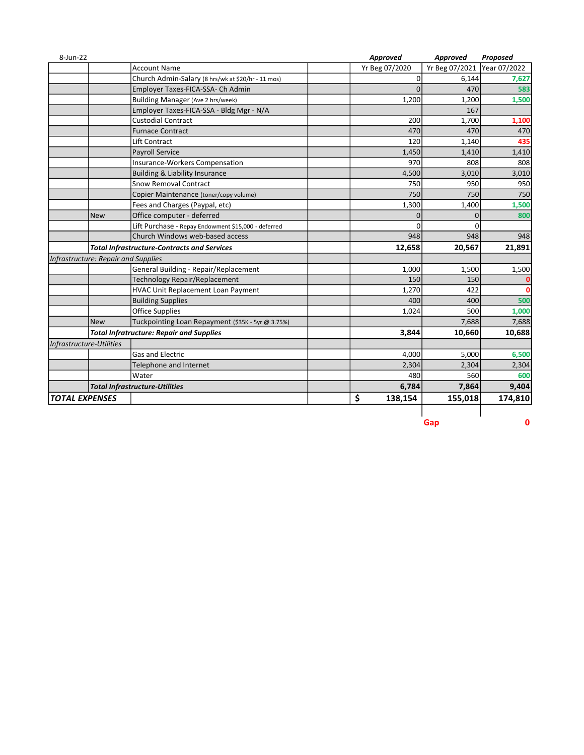8-Jun-22

| | | | | Approved | Approved | Proposed |
|---|---|---|---|---|---|---|
| | | Account Name | | Yr Beg 07/2020 | Yr Beg 07/2021 | Year 07/2022 |
| | | Church Admin-Salary (8 hrs/wk at $20/hr - 11 mos) | | 0 | 6,144 | 7,627 |
| | | Employer Taxes-FICA-SSA- Ch Admin | | 0 | 470 | 583 |
| | | Building Manager (Ave 2 hrs/week) | | 1,200 | 1,200 | 1,500 |
| | | Employer Taxes-FICA-SSA - Bldg Mgr - N/A | | | 167 | |
| | | Custodial Contract | | 200 | 1,700 | 1,100 |
| | | Furnace Contract | | 470 | 470 | 470 |
| | | Lift Contract | | 120 | 1,140 | 435 |
| | | Payroll Service | | 1,450 | 1,410 | 1,410 |
| | | Insurance-Workers Compensation | | 970 | 808 | 808 |
| | | Building & Liability Insurance | | 4,500 | 3,010 | 3,010 |
| | | Snow Removal Contract | | 750 | 950 | 950 |
| | | Copier Maintenance (toner/copy volume) | | 750 | 750 | 750 |
| | | Fees and Charges (Paypal, etc) | | 1,300 | 1,400 | 1,500 |
| | New | Office computer - deferred | | 0 | 0 | 800 |
| | | Lift Purchase - Repay Endowment $15,000 - deferred | | 0 | 0 | |
| | | Church Windows web-based access | | 948 | 948 | 948 |
| | ***Total Infrastructure-Contracts and Services*** | | | **12,658** | **20,567** | **21,891** |
| *Infrastructure: Repair and Supplies* | | | | | | |
| | | General Building - Repair/Replacement | | 1,000 | 1,500 | 1,500 |
| | | Technology Repair/Replacement | | 150 | 150 | 0 |
| | | HVAC Unit Replacement Loan Payment | | 1,270 | 422 | 0 |
| | | Building Supplies | | 400 | 400 | 500 |
| | | Office Supplies | | 1,024 | 500 | 1,000 |
| | New | Tuckpointing Loan Repayment ($35K - 5yr @ 3.75%) | | | 7,688 | 7,688 |
| | ***Total Infratructure: Repair and Supplies*** | | | **3,844** | **10,660** | **10,688** |
| *Infrastructure-Utilities* | | | | | | |
| | | Gas and Electric | | 4,000 | 5,000 | 6,500 |
| | | Telephone and Internet | | 2,304 | 2,304 | 2,304 |
| | | Water | | 480 | 560 | 600 |
| | ***Total Infrastructure-Utilities*** | | | **6,784** | **7,864** | **9,404** |
| ***TOTAL EXPENSES*** | | | | **$ 138,154** | **155,018** | **174,810** |

**Gap** **0**